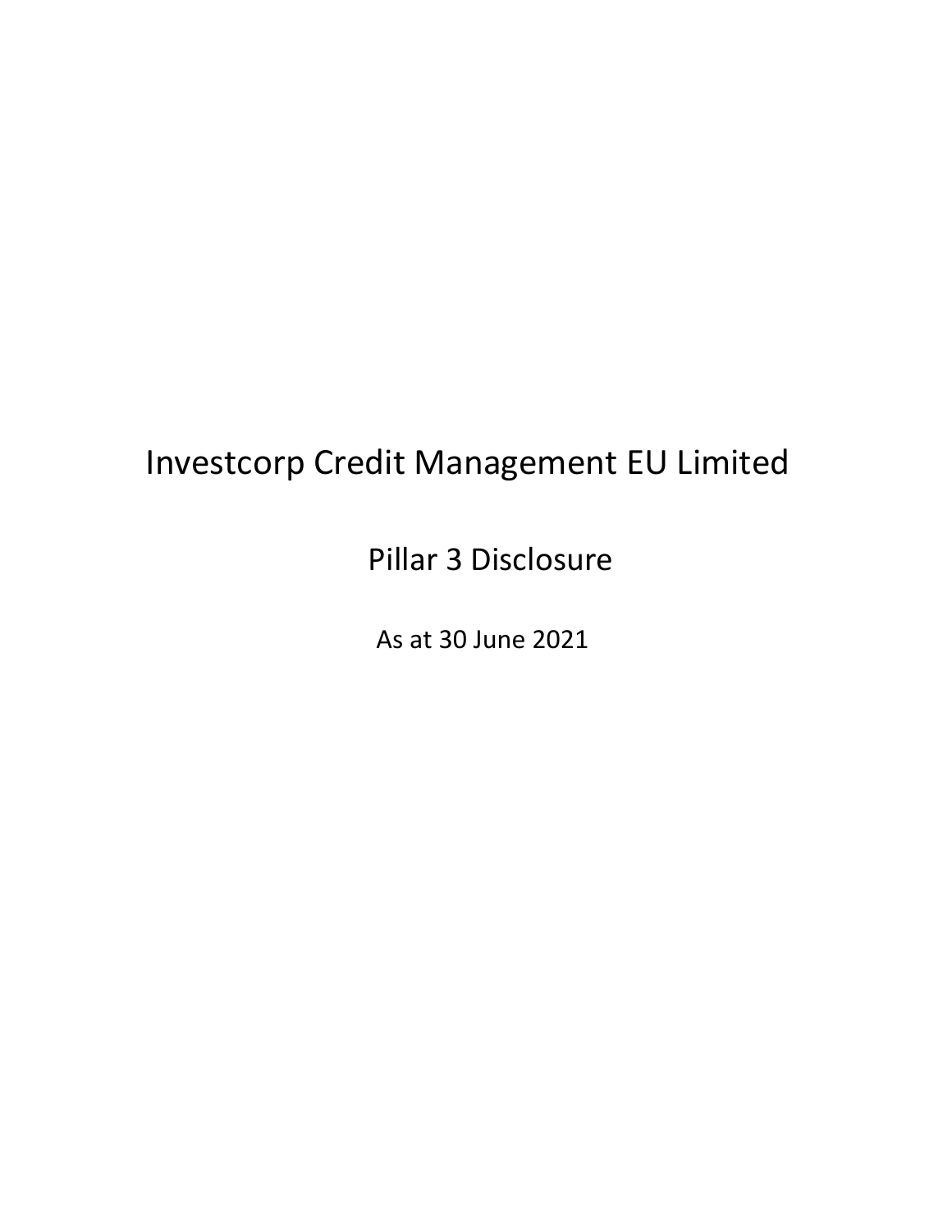# Investcorp Credit Management EU Limited

## Pillar 3 Disclosure

As at 30 June 2021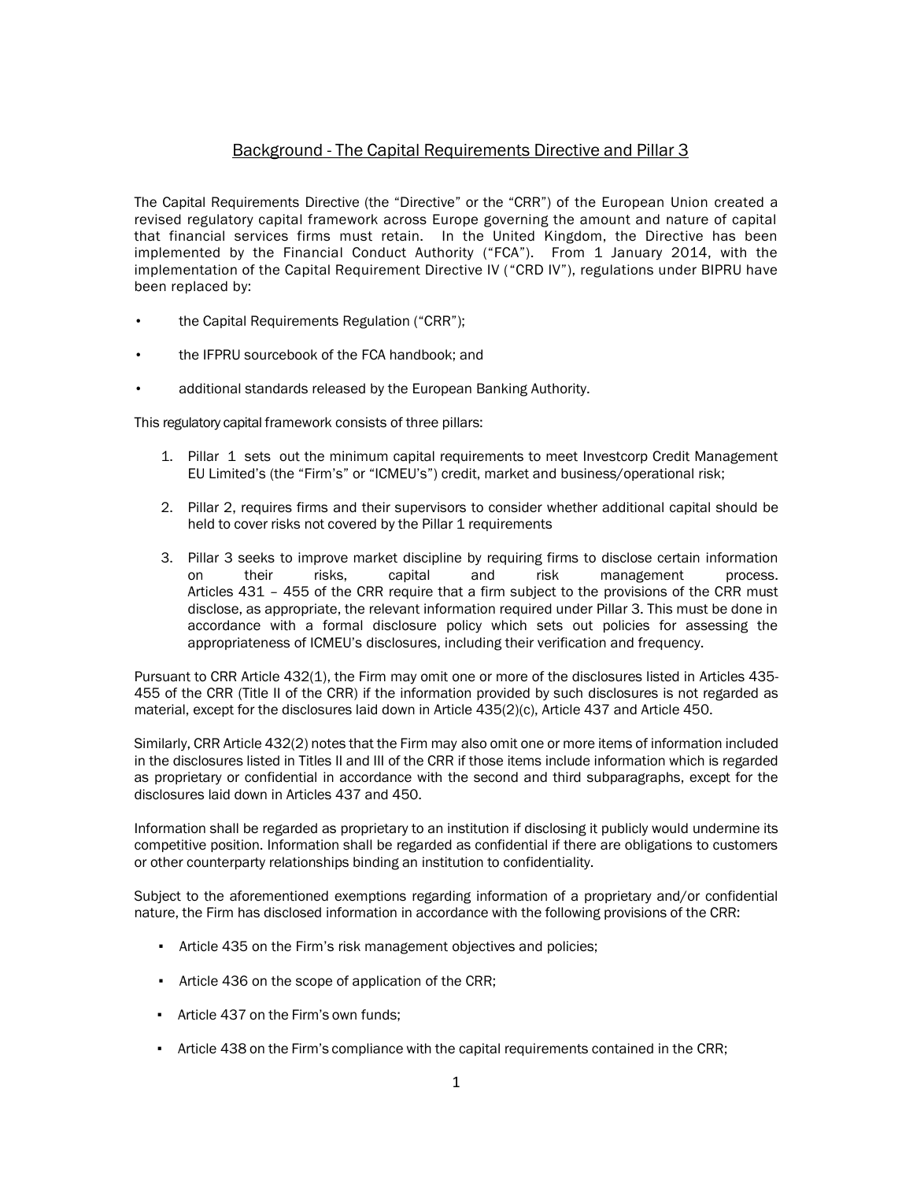## Background - The Capital Requirements Directive and Pillar 3

The Capital Requirements Directive (the "Directive" or the "CRR") of the European Union created a revised regulatory capital framework across Europe governing the amount and nature of capital that financial services firms must retain. In the United Kingdom, the Directive has been implemented by the Financial Conduct Authority ("FCA"). From 1 January 2014, with the implementation of the Capital Requirement Directive IV ("CRD IV"), regulations under BIPRU have been replaced by:

- the Capital Requirements Regulation ("CRR");
- the IFPRU sourcebook of the FCA handbook; and
- additional standards released by the European Banking Authority.

This regulatory capital framework consists of three pillars:

1. Pillar 1 sets out the minimum capital requirements to meet Investcorp Credit Management EU Limited's (the "Firm's" or "ICMEU's") credit, market and business/operational risk;
2. Pillar 2, requires firms and their supervisors to consider whether additional capital should be held to cover risks not covered by the Pillar 1 requirements
3. Pillar 3 seeks to improve market discipline by requiring firms to disclose certain information on their risks, capital and risk management process. Articles 431 – 455 of the CRR require that a firm subject to the provisions of the CRR must disclose, as appropriate, the relevant information required under Pillar 3. This must be done in accordance with a formal disclosure policy which sets out policies for assessing the appropriateness of ICMEU's disclosures, including their verification and frequency.

Pursuant to CRR Article 432(1), the Firm may omit one or more of the disclosures listed in Articles 435-455 of the CRR (Title II of the CRR) if the information provided by such disclosures is not regarded as material, except for the disclosures laid down in Article 435(2)(c), Article 437 and Article 450.

Similarly, CRR Article 432(2) notes that the Firm may also omit one or more items of information included in the disclosures listed in Titles II and III of the CRR if those items include information which is regarded as proprietary or confidential in accordance with the second and third subparagraphs, except for the disclosures laid down in Articles 437 and 450.

Information shall be regarded as proprietary to an institution if disclosing it publicly would undermine its competitive position. Information shall be regarded as confidential if there are obligations to customers or other counterparty relationships binding an institution to confidentiality.

Subject to the aforementioned exemptions regarding information of a proprietary and/or confidential nature, the Firm has disclosed information in accordance with the following provisions of the CRR:

- Article 435 on the Firm's risk management objectives and policies;
- Article 436 on the scope of application of the CRR;
- Article 437 on the Firm's own funds;
- Article 438 on the Firm's compliance with the capital requirements contained in the CRR;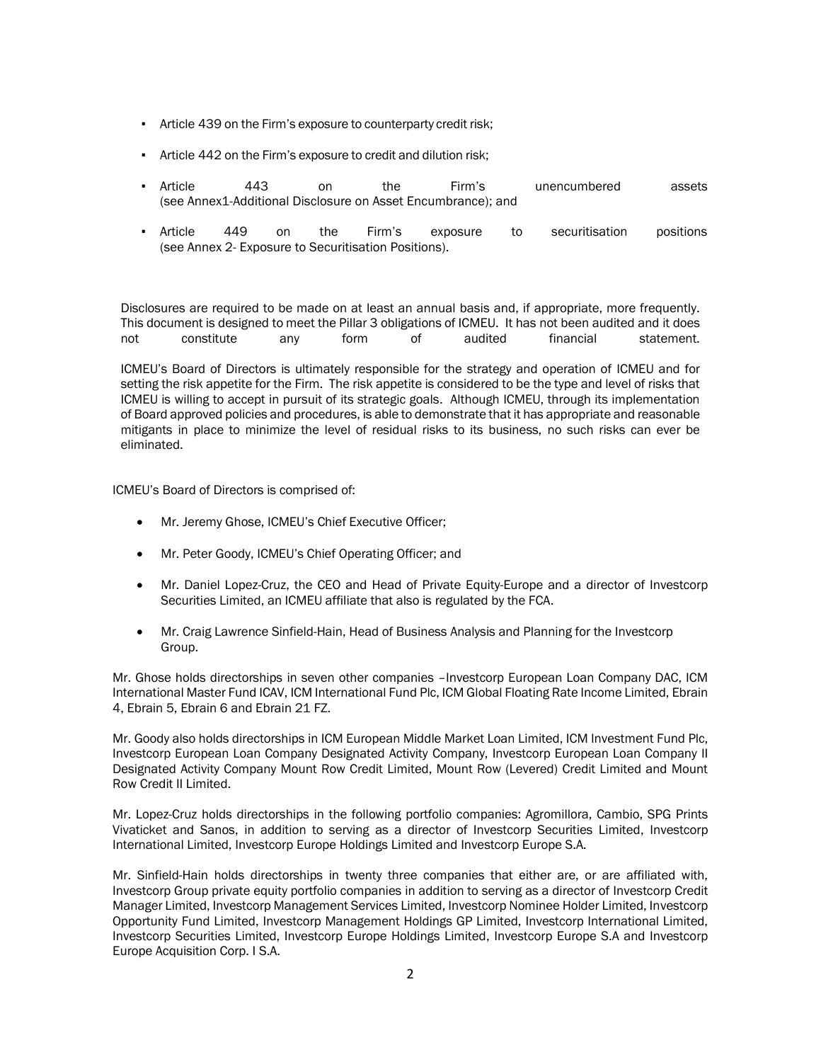- Article 439 on the Firm's exposure to counterparty credit risk;
- Article 442 on the Firm's exposure to credit and dilution risk;
- Article 443 on the Firm's unencumbered assets (see Annex1-Additional Disclosure on Asset Encumbrance); and
- Article 449 on the Firm's exposure to securitisation positions (see Annex 2- Exposure to Securitisation Positions).

Disclosures are required to be made on at least an annual basis and, if appropriate, more frequently. This document is designed to meet the Pillar 3 obligations of ICMEU. It has not been audited and it does not constitute any form of audited financial statement.

ICMEU's Board of Directors is ultimately responsible for the strategy and operation of ICMEU and for setting the risk appetite for the Firm. The risk appetite is considered to be the type and level of risks that ICMEU is willing to accept in pursuit of its strategic goals. Although ICMEU, through its implementation of Board approved policies and procedures, is able to demonstrate that it has appropriate and reasonable mitigants in place to minimize the level of residual risks to its business, no such risks can ever be eliminated.

ICMEU's Board of Directors is comprised of:

- Mr. Jeremy Ghose, ICMEU's Chief Executive Officer;
- Mr. Peter Goody, ICMEU's Chief Operating Officer; and
- Mr. Daniel Lopez-Cruz, the CEO and Head of Private Equity-Europe and a director of Investcorp Securities Limited, an ICMEU affiliate that also is regulated by the FCA.
- Mr. Craig Lawrence Sinfield-Hain, Head of Business Analysis and Planning for the Investcorp Group.

Mr. Ghose holds directorships in seven other companies –Investcorp European Loan Company DAC, ICM International Master Fund ICAV, ICM International Fund Plc, ICM Global Floating Rate Income Limited, Ebrain 4, Ebrain 5, Ebrain 6 and Ebrain 21 FZ.

Mr. Goody also holds directorships in ICM European Middle Market Loan Limited, ICM Investment Fund Plc, Investcorp European Loan Company Designated Activity Company, Investcorp European Loan Company II Designated Activity Company Mount Row Credit Limited, Mount Row (Levered) Credit Limited and Mount Row Credit II Limited.

Mr. Lopez-Cruz holds directorships in the following portfolio companies: Agromillora, Cambio, SPG Prints Vivaticket and Sanos, in addition to serving as a director of Investcorp Securities Limited, Investcorp International Limited, Investcorp Europe Holdings Limited and Investcorp Europe S.A.

Mr. Sinfield-Hain holds directorships in twenty three companies that either are, or are affiliated with, Investcorp Group private equity portfolio companies in addition to serving as a director of Investcorp Credit Manager Limited, Investcorp Management Services Limited, Investcorp Nominee Holder Limited, Investcorp Opportunity Fund Limited, Investcorp Management Holdings GP Limited, Investcorp International Limited, Investcorp Securities Limited, Investcorp Europe Holdings Limited, Investcorp Europe S.A and Investcorp Europe Acquisition Corp. I S.A.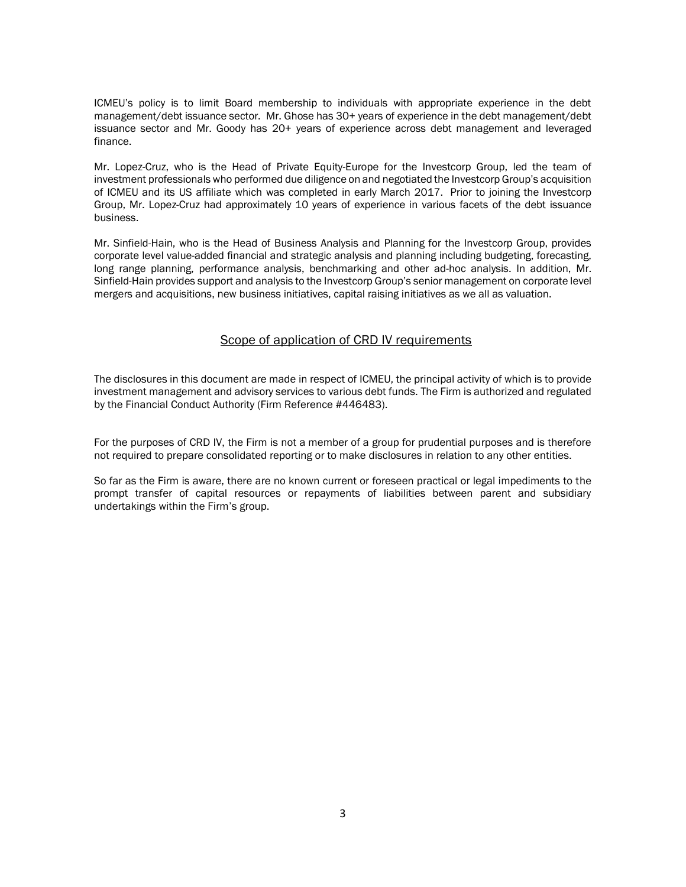ICMEU's policy is to limit Board membership to individuals with appropriate experience in the debt management/debt issuance sector. Mr. Ghose has 30+ years of experience in the debt management/debt issuance sector and Mr. Goody has 20+ years of experience across debt management and leveraged finance.

Mr. Lopez-Cruz, who is the Head of Private Equity-Europe for the Investcorp Group, led the team of investment professionals who performed due diligence on and negotiated the Investcorp Group's acquisition of ICMEU and its US affiliate which was completed in early March 2017. Prior to joining the Investcorp Group, Mr. Lopez-Cruz had approximately 10 years of experience in various facets of the debt issuance business.

Mr. Sinfield-Hain, who is the Head of Business Analysis and Planning for the Investcorp Group, provides corporate level value-added financial and strategic analysis and planning including budgeting, forecasting, long range planning, performance analysis, benchmarking and other ad-hoc analysis. In addition, Mr. Sinfield-Hain provides support and analysis to the Investcorp Group's senior management on corporate level mergers and acquisitions, new business initiatives, capital raising initiatives as we all as valuation.

## Scope of application of CRD IV requirements

The disclosures in this document are made in respect of ICMEU, the principal activity of which is to provide investment management and advisory services to various debt funds. The Firm is authorized and regulated by the Financial Conduct Authority (Firm Reference #446483).

For the purposes of CRD IV, the Firm is not a member of a group for prudential purposes and is therefore not required to prepare consolidated reporting or to make disclosures in relation to any other entities.

So far as the Firm is aware, there are no known current or foreseen practical or legal impediments to the prompt transfer of capital resources or repayments of liabilities between parent and subsidiary undertakings within the Firm's group.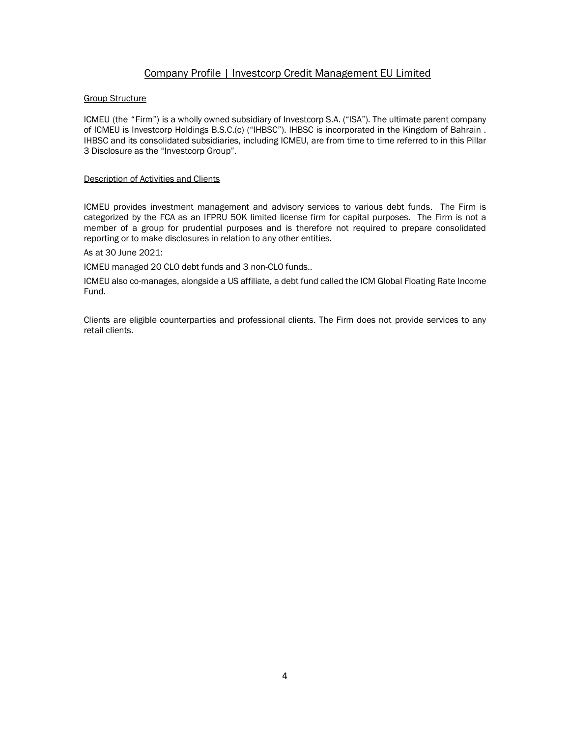# Company Profile | Investcorp Credit Management EU Limited

## Group Structure

ICMEU (the "Firm") is a wholly owned subsidiary of Investcorp S.A. ("ISA"). The ultimate parent company of ICMEU is Investcorp Holdings B.S.C.(c) ("IHBSC"). IHBSC is incorporated in the Kingdom of Bahrain . IHBSC and its consolidated subsidiaries, including ICMEU, are from time to time referred to in this Pillar 3 Disclosure as the "Investcorp Group".

## Description of Activities and Clients

ICMEU provides investment management and advisory services to various debt funds. The Firm is categorized by the FCA as an IFPRU 50K limited license firm for capital purposes. The Firm is not a member of a group for prudential purposes and is therefore not required to prepare consolidated reporting or to make disclosures in relation to any other entities.

As at 30 June 2021:

ICMEU managed 20 CLO debt funds and 3 non-CLO funds..

ICMEU also co-manages, alongside a US affiliate, a debt fund called the ICM Global Floating Rate Income Fund.

Clients are eligible counterparties and professional clients. The Firm does not provide services to any retail clients.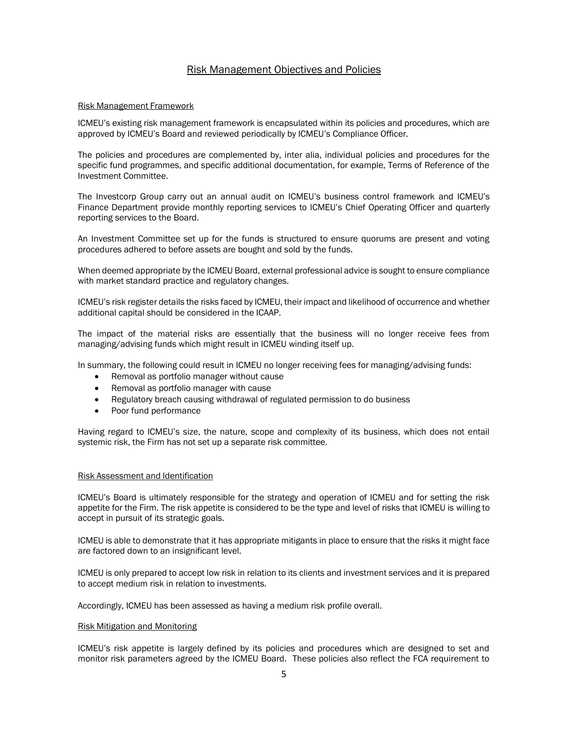## Risk Management Objectives and Policies

### Risk Management Framework

ICMEU's existing risk management framework is encapsulated within its policies and procedures, which are approved by ICMEU's Board and reviewed periodically by ICMEU's Compliance Officer.

The policies and procedures are complemented by, inter alia, individual policies and procedures for the specific fund programmes, and specific additional documentation, for example, Terms of Reference of the Investment Committee.

The Investcorp Group carry out an annual audit on ICMEU's business control framework and ICMEU's Finance Department provide monthly reporting services to ICMEU's Chief Operating Officer and quarterly reporting services to the Board.

An Investment Committee set up for the funds is structured to ensure quorums are present and voting procedures adhered to before assets are bought and sold by the funds.

When deemed appropriate by the ICMEU Board, external professional advice is sought to ensure compliance with market standard practice and regulatory changes.

ICMEU's risk register details the risks faced by ICMEU, their impact and likelihood of occurrence and whether additional capital should be considered in the ICAAP.

The impact of the material risks are essentially that the business will no longer receive fees from managing/advising funds which might result in ICMEU winding itself up.

In summary, the following could result in ICMEU no longer receiving fees for managing/advising funds:

- Removal as portfolio manager without cause
- Removal as portfolio manager with cause
- Regulatory breach causing withdrawal of regulated permission to do business
- Poor fund performance

Having regard to ICMEU's size, the nature, scope and complexity of its business, which does not entail systemic risk, the Firm has not set up a separate risk committee.

### Risk Assessment and Identification

ICMEU's Board is ultimately responsible for the strategy and operation of ICMEU and for setting the risk appetite for the Firm. The risk appetite is considered to be the type and level of risks that ICMEU is willing to accept in pursuit of its strategic goals.

ICMEU is able to demonstrate that it has appropriate mitigants in place to ensure that the risks it might face are factored down to an insignificant level.

ICMEU is only prepared to accept low risk in relation to its clients and investment services and it is prepared to accept medium risk in relation to investments.

Accordingly, ICMEU has been assessed as having a medium risk profile overall.

### Risk Mitigation and Monitoring

ICMEU's risk appetite is largely defined by its policies and procedures which are designed to set and monitor risk parameters agreed by the ICMEU Board. These policies also reflect the FCA requirement to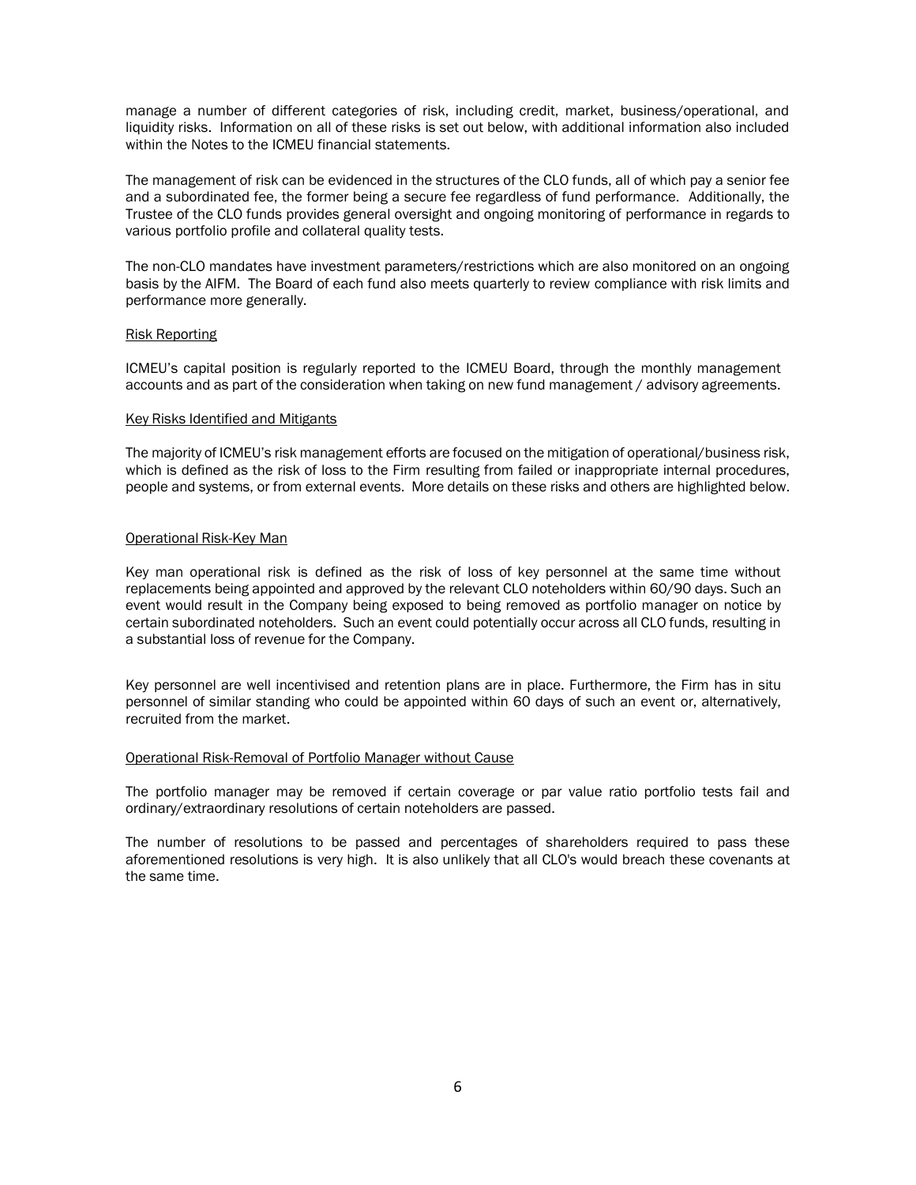manage a number of different categories of risk, including credit, market, business/operational, and liquidity risks. Information on all of these risks is set out below, with additional information also included within the Notes to the ICMEU financial statements.

The management of risk can be evidenced in the structures of the CLO funds, all of which pay a senior fee and a subordinated fee, the former being a secure fee regardless of fund performance. Additionally, the Trustee of the CLO funds provides general oversight and ongoing monitoring of performance in regards to various portfolio profile and collateral quality tests.

The non-CLO mandates have investment parameters/restrictions which are also monitored on an ongoing basis by the AIFM. The Board of each fund also meets quarterly to review compliance with risk limits and performance more generally.

<u>Risk Reporting</u>

ICMEU's capital position is regularly reported to the ICMEU Board, through the monthly management accounts and as part of the consideration when taking on new fund management / advisory agreements.

<u>Key Risks Identified and Mitigants</u>

The majority of ICMEU's risk management efforts are focused on the mitigation of operational/business risk, which is defined as the risk of loss to the Firm resulting from failed or inappropriate internal procedures, people and systems, or from external events. More details on these risks and others are highlighted below.

<u>Operational Risk-Key Man</u>

Key man operational risk is defined as the risk of loss of key personnel at the same time without replacements being appointed and approved by the relevant CLO noteholders within 60/90 days. Such an event would result in the Company being exposed to being removed as portfolio manager on notice by certain subordinated noteholders. Such an event could potentially occur across all CLO funds, resulting in a substantial loss of revenue for the Company.

Key personnel are well incentivised and retention plans are in place. Furthermore, the Firm has in situ personnel of similar standing who could be appointed within 60 days of such an event or, alternatively, recruited from the market.

<u>Operational Risk-Removal of Portfolio Manager without Cause</u>

The portfolio manager may be removed if certain coverage or par value ratio portfolio tests fail and ordinary/extraordinary resolutions of certain noteholders are passed.

The number of resolutions to be passed and percentages of shareholders required to pass these aforementioned resolutions is very high. It is also unlikely that all CLO's would breach these covenants at the same time.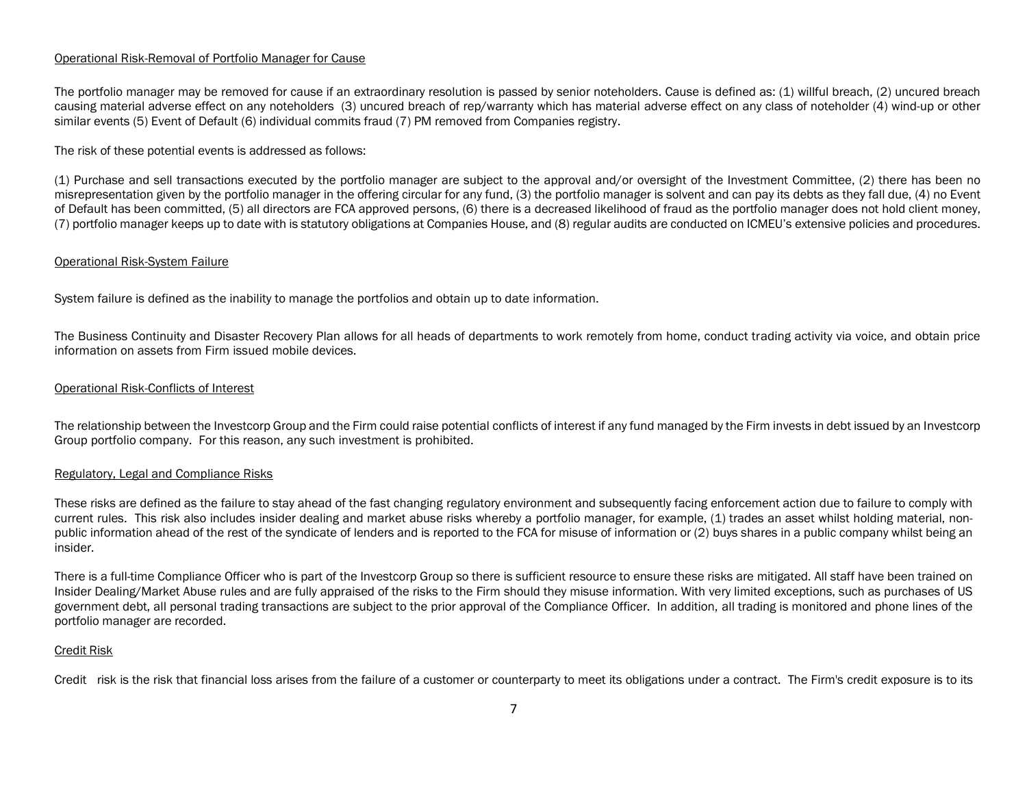Operational Risk-Removal of Portfolio Manager for Cause

The portfolio manager may be removed for cause if an extraordinary resolution is passed by senior noteholders. Cause is defined as: (1) willful breach, (2) uncured breach causing material adverse effect on any noteholders (3) uncured breach of rep/warranty which has material adverse effect on any class of noteholder (4) wind-up or other similar events (5) Event of Default (6) individual commits fraud (7) PM removed from Companies registry.

The risk of these potential events is addressed as follows:

(1) Purchase and sell transactions executed by the portfolio manager are subject to the approval and/or oversight of the Investment Committee, (2) there has been no misrepresentation given by the portfolio manager in the offering circular for any fund, (3) the portfolio manager is solvent and can pay its debts as they fall due, (4) no Event of Default has been committed, (5) all directors are FCA approved persons, (6) there is a decreased likelihood of fraud as the portfolio manager does not hold client money, (7) portfolio manager keeps up to date with is statutory obligations at Companies House, and (8) regular audits are conducted on ICMEU's extensive policies and procedures.

Operational Risk-System Failure

System failure is defined as the inability to manage the portfolios and obtain up to date information.

The Business Continuity and Disaster Recovery Plan allows for all heads of departments to work remotely from home, conduct trading activity via voice, and obtain price information on assets from Firm issued mobile devices.

Operational Risk-Conflicts of Interest

The relationship between the Investcorp Group and the Firm could raise potential conflicts of interest if any fund managed by the Firm invests in debt issued by an Investcorp Group portfolio company. For this reason, any such investment is prohibited.

Regulatory, Legal and Compliance Risks

These risks are defined as the failure to stay ahead of the fast changing regulatory environment and subsequently facing enforcement action due to failure to comply with current rules. This risk also includes insider dealing and market abuse risks whereby a portfolio manager, for example, (1) trades an asset whilst holding material, non-public information ahead of the rest of the syndicate of lenders and is reported to the FCA for misuse of information or (2) buys shares in a public company whilst being an insider.

There is a full-time Compliance Officer who is part of the Investcorp Group so there is sufficient resource to ensure these risks are mitigated. All staff have been trained on Insider Dealing/Market Abuse rules and are fully appraised of the risks to the Firm should they misuse information. With very limited exceptions, such as purchases of US government debt, all personal trading transactions are subject to the prior approval of the Compliance Officer. In addition, all trading is monitored and phone lines of the portfolio manager are recorded.

Credit Risk

Credit risk is the risk that financial loss arises from the failure of a customer or counterparty to meet its obligations under a contract. The Firm's credit exposure is to its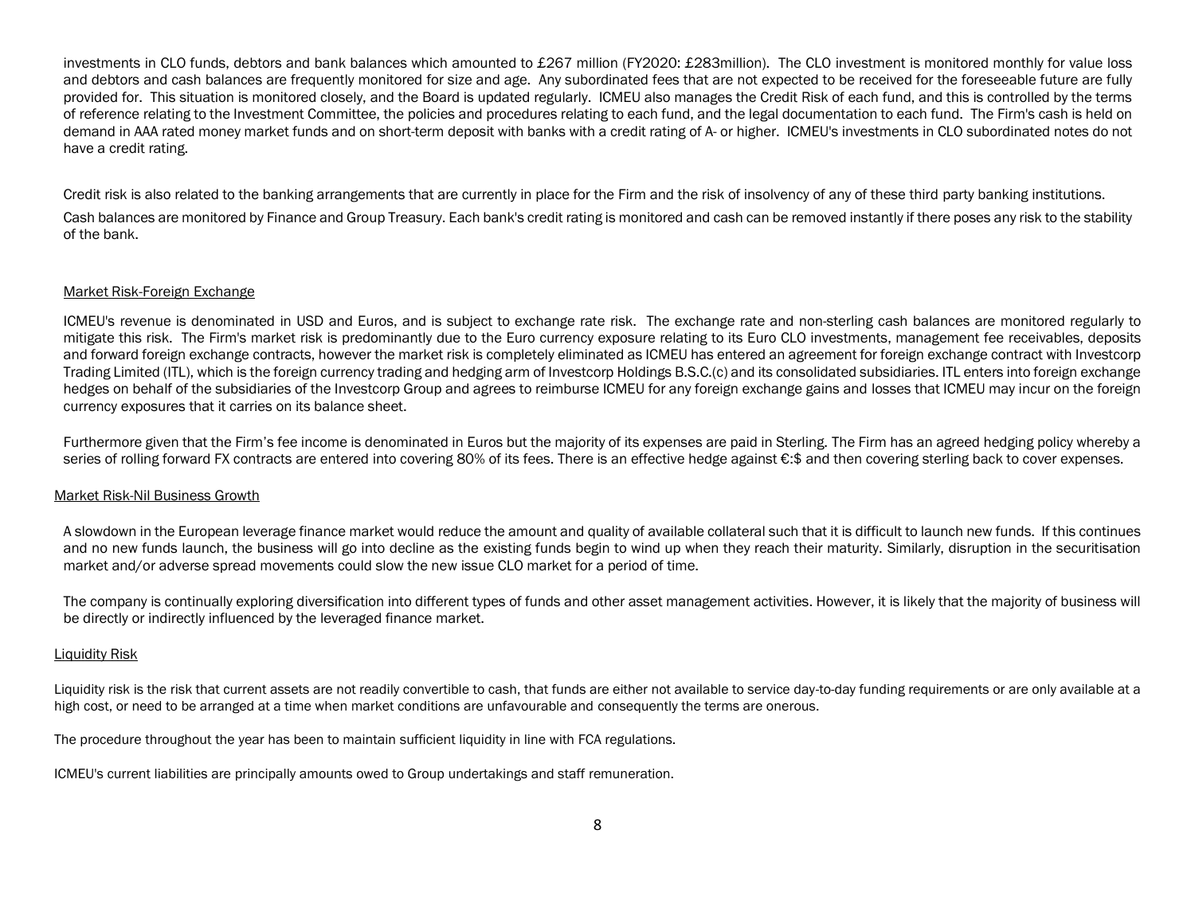investments in CLO funds, debtors and bank balances which amounted to £267 million (FY2020: £283million). The CLO investment is monitored monthly for value loss and debtors and cash balances are frequently monitored for size and age. Any subordinated fees that are not expected to be received for the foreseeable future are fully provided for. This situation is monitored closely, and the Board is updated regularly. ICMEU also manages the Credit Risk of each fund, and this is controlled by the terms of reference relating to the Investment Committee, the policies and procedures relating to each fund, and the legal documentation to each fund. The Firm's cash is held on demand in AAA rated money market funds and on short-term deposit with banks with a credit rating of A- or higher. ICMEU's investments in CLO subordinated notes do not have a credit rating.

Credit risk is also related to the banking arrangements that are currently in place for the Firm and the risk of insolvency of any of these third party banking institutions.

Cash balances are monitored by Finance and Group Treasury. Each bank's credit rating is monitored and cash can be removed instantly if there poses any risk to the stability of the bank.

Market Risk-Foreign Exchange

ICMEU's revenue is denominated in USD and Euros, and is subject to exchange rate risk. The exchange rate and non-sterling cash balances are monitored regularly to mitigate this risk. The Firm's market risk is predominantly due to the Euro currency exposure relating to its Euro CLO investments, management fee receivables, deposits and forward foreign exchange contracts, however the market risk is completely eliminated as ICMEU has entered an agreement for foreign exchange contract with Investcorp Trading Limited (ITL), which is the foreign currency trading and hedging arm of Investcorp Holdings B.S.C.(c) and its consolidated subsidiaries. ITL enters into foreign exchange hedges on behalf of the subsidiaries of the Investcorp Group and agrees to reimburse ICMEU for any foreign exchange gains and losses that ICMEU may incur on the foreign currency exposures that it carries on its balance sheet.

Furthermore given that the Firm's fee income is denominated in Euros but the majority of its expenses are paid in Sterling. The Firm has an agreed hedging policy whereby a series of rolling forward FX contracts are entered into covering 80% of its fees. There is an effective hedge against €:$ and then covering sterling back to cover expenses.

Market Risk-Nil Business Growth

A slowdown in the European leverage finance market would reduce the amount and quality of available collateral such that it is difficult to launch new funds. If this continues and no new funds launch, the business will go into decline as the existing funds begin to wind up when they reach their maturity. Similarly, disruption in the securitisation market and/or adverse spread movements could slow the new issue CLO market for a period of time.

The company is continually exploring diversification into different types of funds and other asset management activities. However, it is likely that the majority of business will be directly or indirectly influenced by the leveraged finance market.

Liquidity Risk

Liquidity risk is the risk that current assets are not readily convertible to cash, that funds are either not available to service day-to-day funding requirements or are only available at a high cost, or need to be arranged at a time when market conditions are unfavourable and consequently the terms are onerous.

The procedure throughout the year has been to maintain sufficient liquidity in line with FCA regulations.

ICMEU's current liabilities are principally amounts owed to Group undertakings and staff remuneration.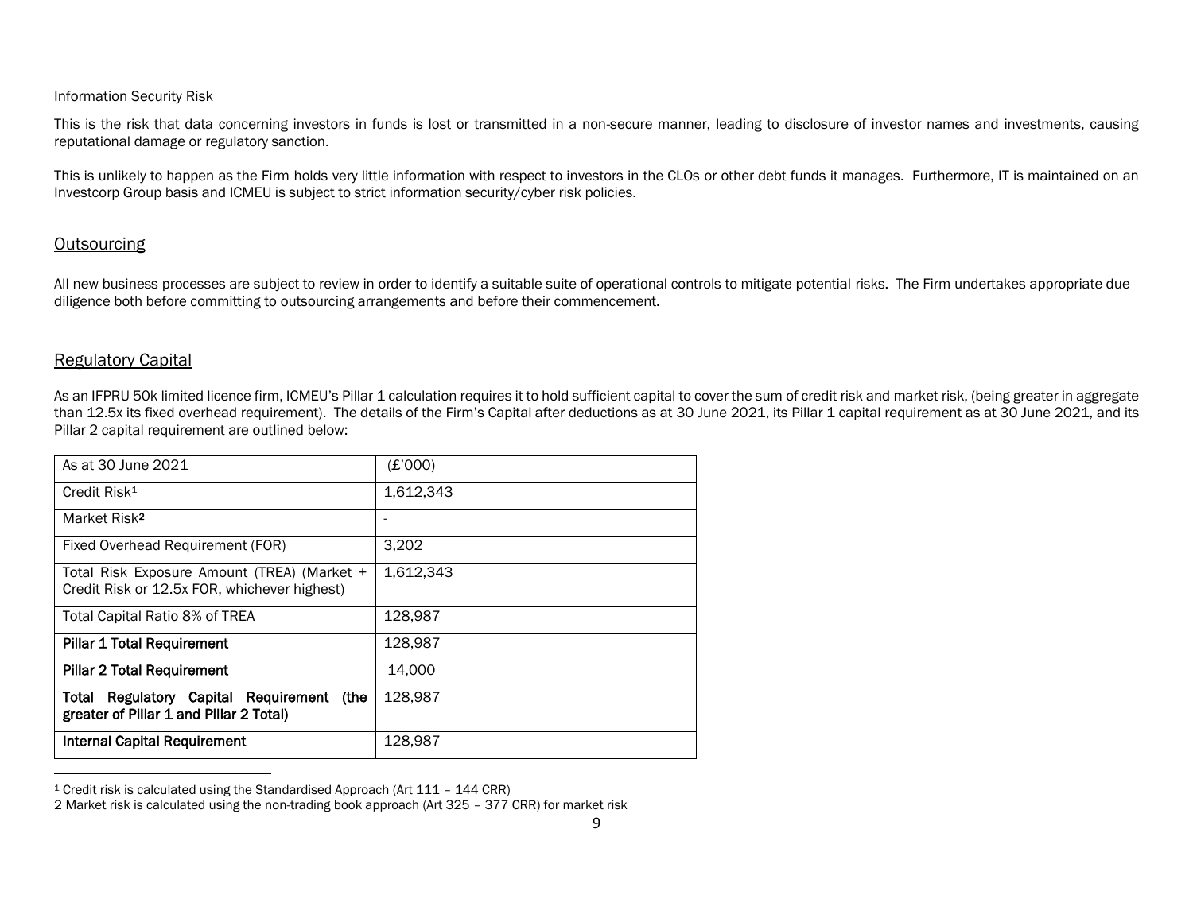Information Security Risk

This is the risk that data concerning investors in funds is lost or transmitted in a non-secure manner, leading to disclosure of investor names and investments, causing reputational damage or regulatory sanction.

This is unlikely to happen as the Firm holds very little information with respect to investors in the CLOs or other debt funds it manages. Furthermore, IT is maintained on an Investcorp Group basis and ICMEU is subject to strict information security/cyber risk policies.

## Outsourcing

All new business processes are subject to review in order to identify a suitable suite of operational controls to mitigate potential risks. The Firm undertakes appropriate due diligence both before committing to outsourcing arrangements and before their commencement.

## Regulatory Capital

As an IFPRU 50k limited licence firm, ICMEU's Pillar 1 calculation requires it to hold sufficient capital to cover the sum of credit risk and market risk, (being greater in aggregate than 12.5x its fixed overhead requirement). The details of the Firm's Capital after deductions as at 30 June 2021, its Pillar 1 capital requirement as at 30 June 2021, and its Pillar 2 capital requirement are outlined below:

| As at 30 June 2021 | (£'000) |
|---|---|
| Credit Risk[1] | 1,612,343 |
| Market Risk[2] | - |
| Fixed Overhead Requirement (FOR) | 3,202 |
| Total Risk Exposure Amount (TREA) (Market + Credit Risk or 12.5x FOR, whichever highest) | 1,612,343 |
| Total Capital Ratio 8% of TREA | 128,987 |
| **Pillar 1 Total Requirement** | 128,987 |
| **Pillar 2 Total Requirement** | 14,000 |
| **Total Regulatory Capital Requirement (the greater of Pillar 1 and Pillar 2 Total)** | 128,987 |
| **Internal Capital Requirement** | 128,987 |

[1] Credit risk is calculated using the Standardised Approach (Art 111 – 144 CRR)

2 Market risk is calculated using the non-trading book approach (Art 325 – 377 CRR) for market risk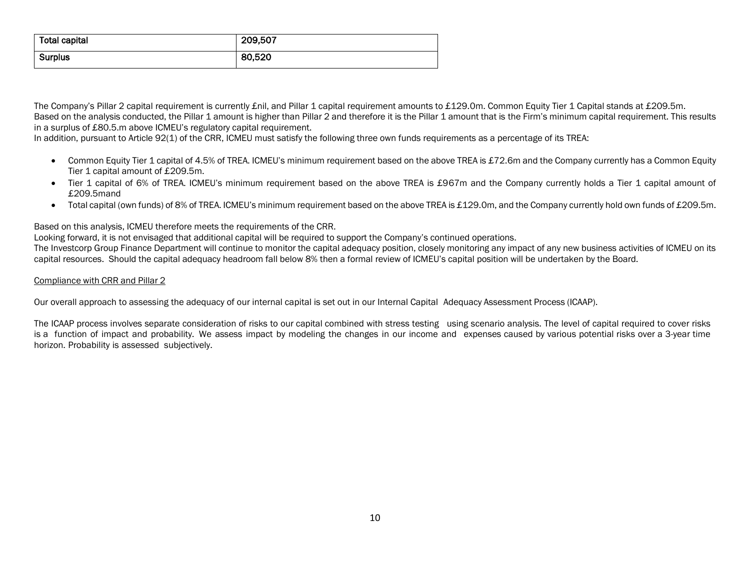| Total capital | 209,507 |
|---|---|
| Surplus | 80,520 |

The Company's Pillar 2 capital requirement is currently £nil, and Pillar 1 capital requirement amounts to £129.0m. Common Equity Tier 1 Capital stands at £209.5m. Based on the analysis conducted, the Pillar 1 amount is higher than Pillar 2 and therefore it is the Pillar 1 amount that is the Firm's minimum capital requirement. This results in a surplus of £80.5.m above ICMEU's regulatory capital requirement.
In addition, pursuant to Article 92(1) of the CRR, ICMEU must satisfy the following three own funds requirements as a percentage of its TREA:

- Common Equity Tier 1 capital of 4.5% of TREA. ICMEU's minimum requirement based on the above TREA is £72.6m and the Company currently has a Common Equity Tier 1 capital amount of £209.5m.
- Tier 1 capital of 6% of TREA. ICMEU's minimum requirement based on the above TREA is £967m and the Company currently holds a Tier 1 capital amount of £209.5mand
- Total capital (own funds) of 8% of TREA. ICMEU's minimum requirement based on the above TREA is £129.0m, and the Company currently hold own funds of £209.5m.

Based on this analysis, ICMEU therefore meets the requirements of the CRR.
Looking forward, it is not envisaged that additional capital will be required to support the Company's continued operations.
The Investcorp Group Finance Department will continue to monitor the capital adequacy position, closely monitoring any impact of any new business activities of ICMEU on its capital resources. Should the capital adequacy headroom fall below 8% then a formal review of ICMEU's capital position will be undertaken by the Board.

Compliance with CRR and Pillar 2

Our overall approach to assessing the adequacy of our internal capital is set out in our Internal Capital Adequacy Assessment Process (ICAAP).

The ICAAP process involves separate consideration of risks to our capital combined with stress testing using scenario analysis. The level of capital required to cover risks is a function of impact and probability. We assess impact by modeling the changes in our income and expenses caused by various potential risks over a 3-year time horizon. Probability is assessed subjectively.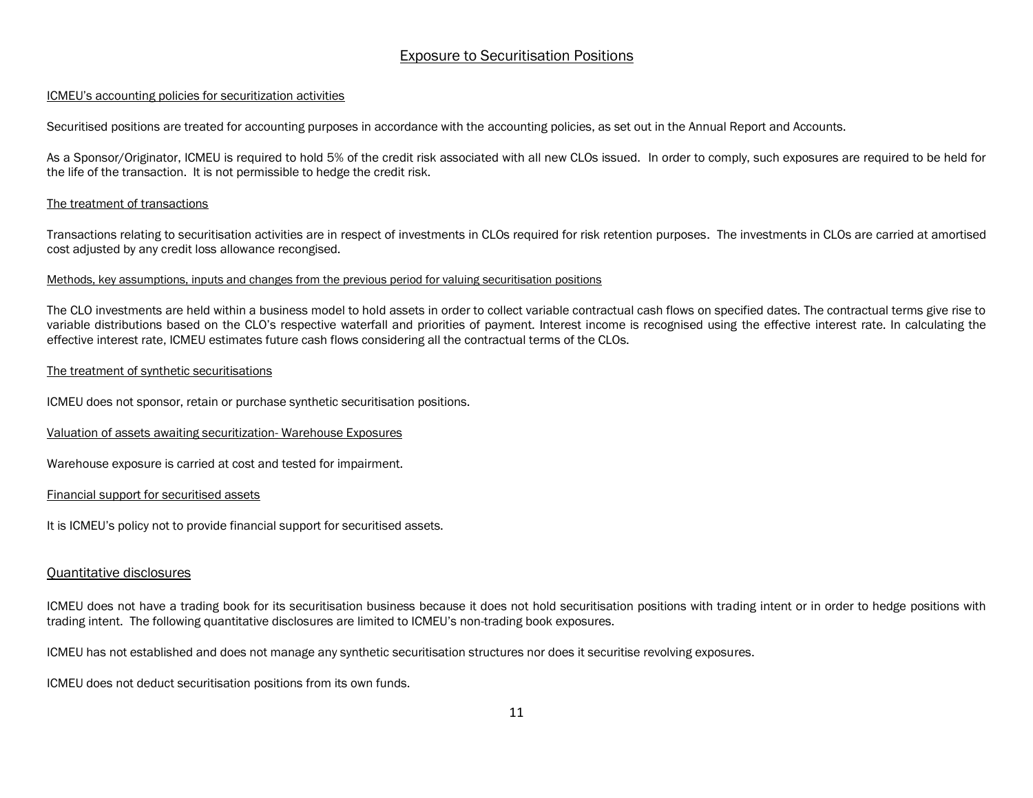## Exposure to Securitisation Positions

### ICMEU's accounting policies for securitization activities

Securitised positions are treated for accounting purposes in accordance with the accounting policies, as set out in the Annual Report and Accounts.

As a Sponsor/Originator, ICMEU is required to hold 5% of the credit risk associated with all new CLOs issued. In order to comply, such exposures are required to be held for the life of the transaction. It is not permissible to hedge the credit risk.

### The treatment of transactions

Transactions relating to securitisation activities are in respect of investments in CLOs required for risk retention purposes. The investments in CLOs are carried at amortised cost adjusted by any credit loss allowance recongised.

### Methods, key assumptions, inputs and changes from the previous period for valuing securitisation positions

The CLO investments are held within a business model to hold assets in order to collect variable contractual cash flows on specified dates. The contractual terms give rise to variable distributions based on the CLO's respective waterfall and priorities of payment. Interest income is recognised using the effective interest rate. In calculating the effective interest rate, ICMEU estimates future cash flows considering all the contractual terms of the CLOs.

### The treatment of synthetic securitisations

ICMEU does not sponsor, retain or purchase synthetic securitisation positions.

### Valuation of assets awaiting securitization- Warehouse Exposures

Warehouse exposure is carried at cost and tested for impairment.

### Financial support for securitised assets

It is ICMEU's policy not to provide financial support for securitised assets.

## Quantitative disclosures

ICMEU does not have a trading book for its securitisation business because it does not hold securitisation positions with trading intent or in order to hedge positions with trading intent. The following quantitative disclosures are limited to ICMEU's non-trading book exposures.

ICMEU has not established and does not manage any synthetic securitisation structures nor does it securitise revolving exposures.

ICMEU does not deduct securitisation positions from its own funds.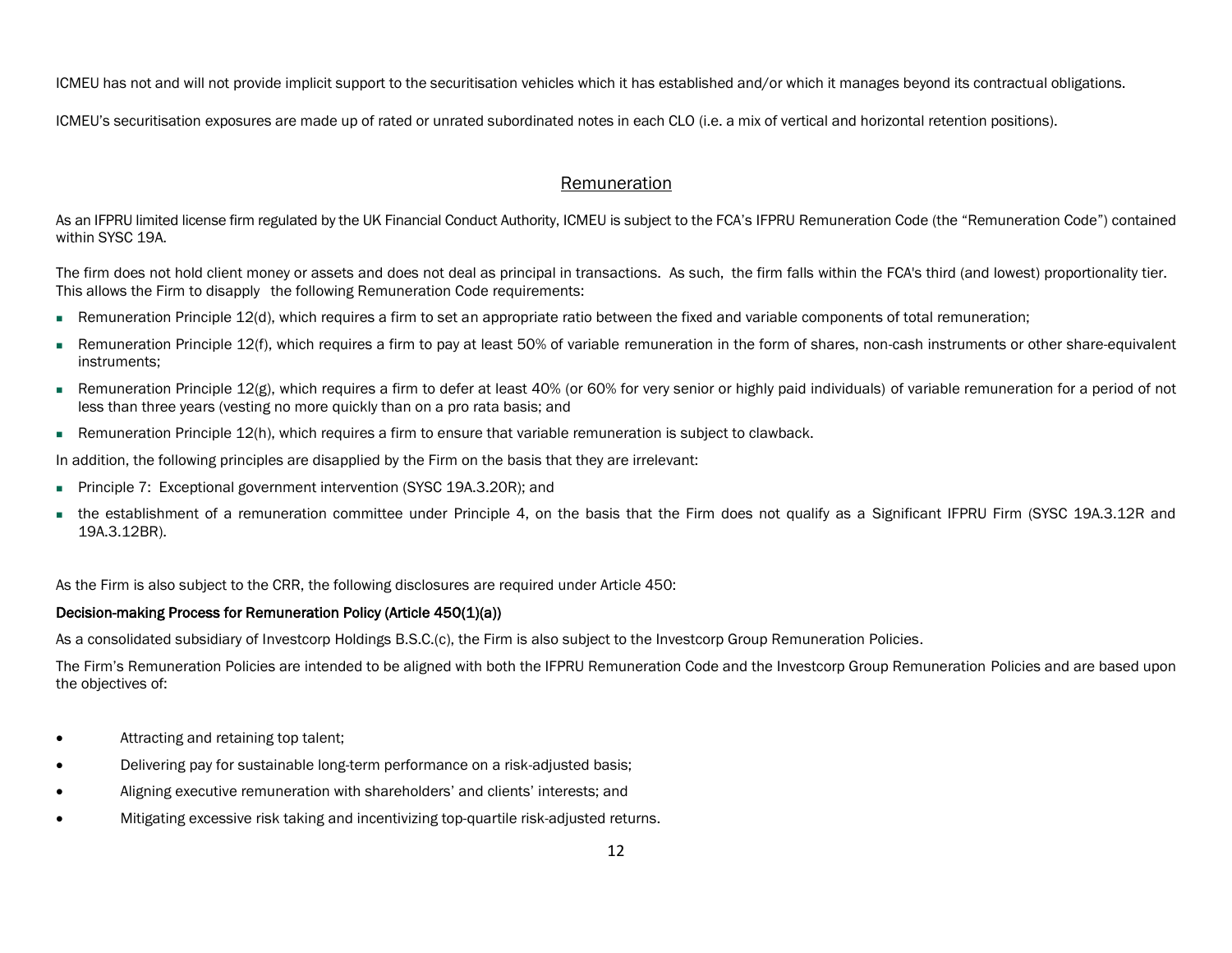ICMEU has not and will not provide implicit support to the securitisation vehicles which it has established and/or which it manages beyond its contractual obligations.

ICMEU's securitisation exposures are made up of rated or unrated subordinated notes in each CLO (i.e. a mix of vertical and horizontal retention positions).

## Remuneration

As an IFPRU limited license firm regulated by the UK Financial Conduct Authority, ICMEU is subject to the FCA's IFPRU Remuneration Code (the "Remuneration Code") contained within SYSC 19A.

The firm does not hold client money or assets and does not deal as principal in transactions. As such, the firm falls within the FCA's third (and lowest) proportionality tier. This allows the Firm to disapply the following Remuneration Code requirements:

- Remuneration Principle 12(d), which requires a firm to set an appropriate ratio between the fixed and variable components of total remuneration;
- Remuneration Principle 12(f), which requires a firm to pay at least 50% of variable remuneration in the form of shares, non-cash instruments or other share-equivalent instruments;
- Remuneration Principle 12(g), which requires a firm to defer at least 40% (or 60% for very senior or highly paid individuals) of variable remuneration for a period of not less than three years (vesting no more quickly than on a pro rata basis; and
- Remuneration Principle 12(h), which requires a firm to ensure that variable remuneration is subject to clawback.

In addition, the following principles are disapplied by the Firm on the basis that they are irrelevant:

- Principle 7: Exceptional government intervention (SYSC 19A.3.20R); and
- the establishment of a remuneration committee under Principle 4, on the basis that the Firm does not qualify as a Significant IFPRU Firm (SYSC 19A.3.12R and 19A.3.12BR).

As the Firm is also subject to the CRR, the following disclosures are required under Article 450:

**Decision-making Process for Remuneration Policy (Article 450(1)(a))**

As a consolidated subsidiary of Investcorp Holdings B.S.C.(c), the Firm is also subject to the Investcorp Group Remuneration Policies.

The Firm's Remuneration Policies are intended to be aligned with both the IFPRU Remuneration Code and the Investcorp Group Remuneration Policies and are based upon the objectives of:

- Attracting and retaining top talent;
- Delivering pay for sustainable long-term performance on a risk-adjusted basis;
- Aligning executive remuneration with shareholders' and clients' interests; and
- Mitigating excessive risk taking and incentivizing top-quartile risk-adjusted returns.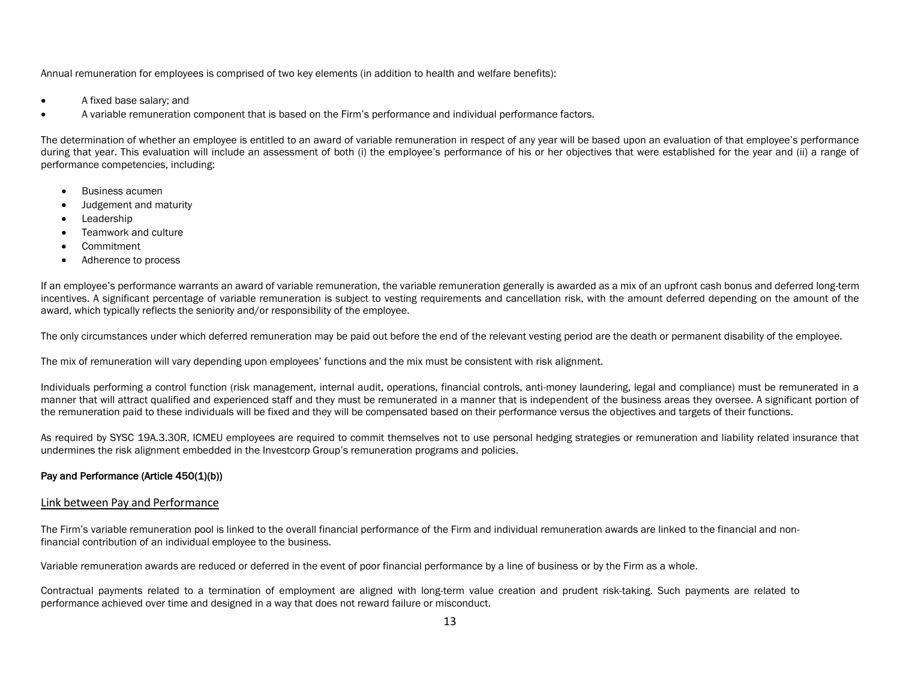Annual remuneration for employees is comprised of two key elements (in addition to health and welfare benefits):

- A fixed base salary; and
- A variable remuneration component that is based on the Firm's performance and individual performance factors.

The determination of whether an employee is entitled to an award of variable remuneration in respect of any year will be based upon an evaluation of that employee's performance during that year. This evaluation will include an assessment of both (i) the employee's performance of his or her objectives that were established for the year and (ii) a range of performance competencies, including:

- Business acumen
- Judgement and maturity
- Leadership
- Teamwork and culture
- Commitment
- Adherence to process

If an employee's performance warrants an award of variable remuneration, the variable remuneration generally is awarded as a mix of an upfront cash bonus and deferred long-term incentives. A significant percentage of variable remuneration is subject to vesting requirements and cancellation risk, with the amount deferred depending on the amount of the award, which typically reflects the seniority and/or responsibility of the employee.

The only circumstances under which deferred remuneration may be paid out before the end of the relevant vesting period are the death or permanent disability of the employee.

The mix of remuneration will vary depending upon employees' functions and the mix must be consistent with risk alignment.

Individuals performing a control function (risk management, internal audit, operations, financial controls, anti-money laundering, legal and compliance) must be remunerated in a manner that will attract qualified and experienced staff and they must be remunerated in a manner that is independent of the business areas they oversee. A significant portion of the remuneration paid to these individuals will be fixed and they will be compensated based on their performance versus the objectives and targets of their functions.

As required by SYSC 19A.3.30R, ICMEU employees are required to commit themselves not to use personal hedging strategies or remuneration and liability related insurance that undermines the risk alignment embedded in the Investcorp Group's remuneration programs and policies.

**Pay and Performance (Article 450(1)(b))**

## Link between Pay and Performance

The Firm's variable remuneration pool is linked to the overall financial performance of the Firm and individual remuneration awards are linked to the financial and non-financial contribution of an individual employee to the business.

Variable remuneration awards are reduced or deferred in the event of poor financial performance by a line of business or by the Firm as a whole.

Contractual payments related to a termination of employment are aligned with long-term value creation and prudent risk-taking. Such payments are related to performance achieved over time and designed in a way that does not reward failure or misconduct.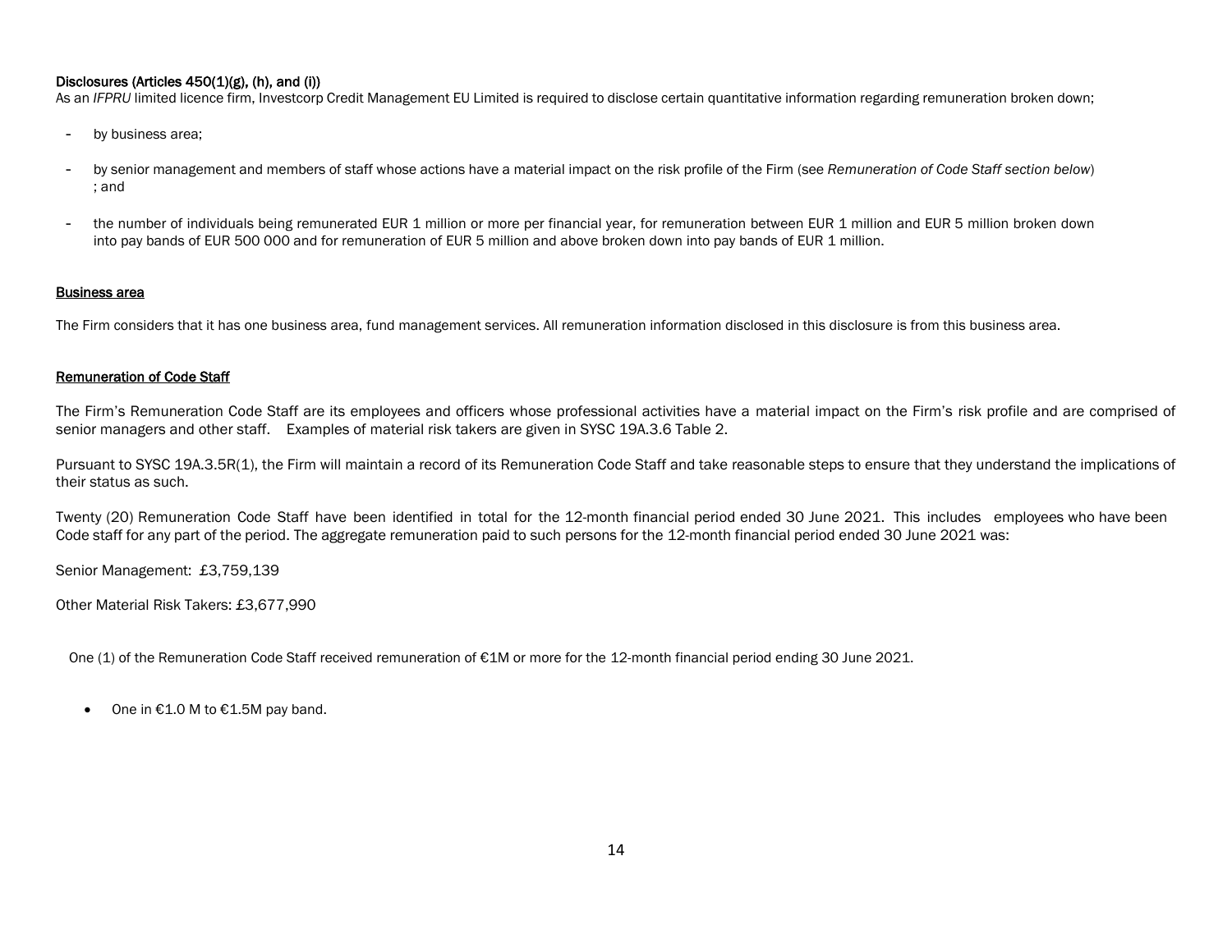**Disclosures (Articles 450(1)(g), (h), and (i))**

As an *IFPRU* limited licence firm, Investcorp Credit Management EU Limited is required to disclose certain quantitative information regarding remuneration broken down;

- by business area;
- by senior management and members of staff whose actions have a material impact on the risk profile of the Firm (see *Remuneration of Code Staff section below*) ; and
- the number of individuals being remunerated EUR 1 million or more per financial year, for remuneration between EUR 1 million and EUR 5 million broken down into pay bands of EUR 500 000 and for remuneration of EUR 5 million and above broken down into pay bands of EUR 1 million.

**Business area**

The Firm considers that it has one business area, fund management services. All remuneration information disclosed in this disclosure is from this business area.

**Remuneration of Code Staff**

The Firm's Remuneration Code Staff are its employees and officers whose professional activities have a material impact on the Firm's risk profile and are comprised of senior managers and other staff. Examples of material risk takers are given in SYSC 19A.3.6 Table 2.

Pursuant to SYSC 19A.3.5R(1), the Firm will maintain a record of its Remuneration Code Staff and take reasonable steps to ensure that they understand the implications of their status as such.

Twenty (20) Remuneration Code Staff have been identified in total for the 12-month financial period ended 30 June 2021. This includes employees who have been Code staff for any part of the period. The aggregate remuneration paid to such persons for the 12-month financial period ended 30 June 2021 was:

Senior Management: £3,759,139

Other Material Risk Takers: £3,677,990

One (1) of the Remuneration Code Staff received remuneration of €1M or more for the 12-month financial period ending 30 June 2021.

- One in €1.0 M to €1.5M pay band.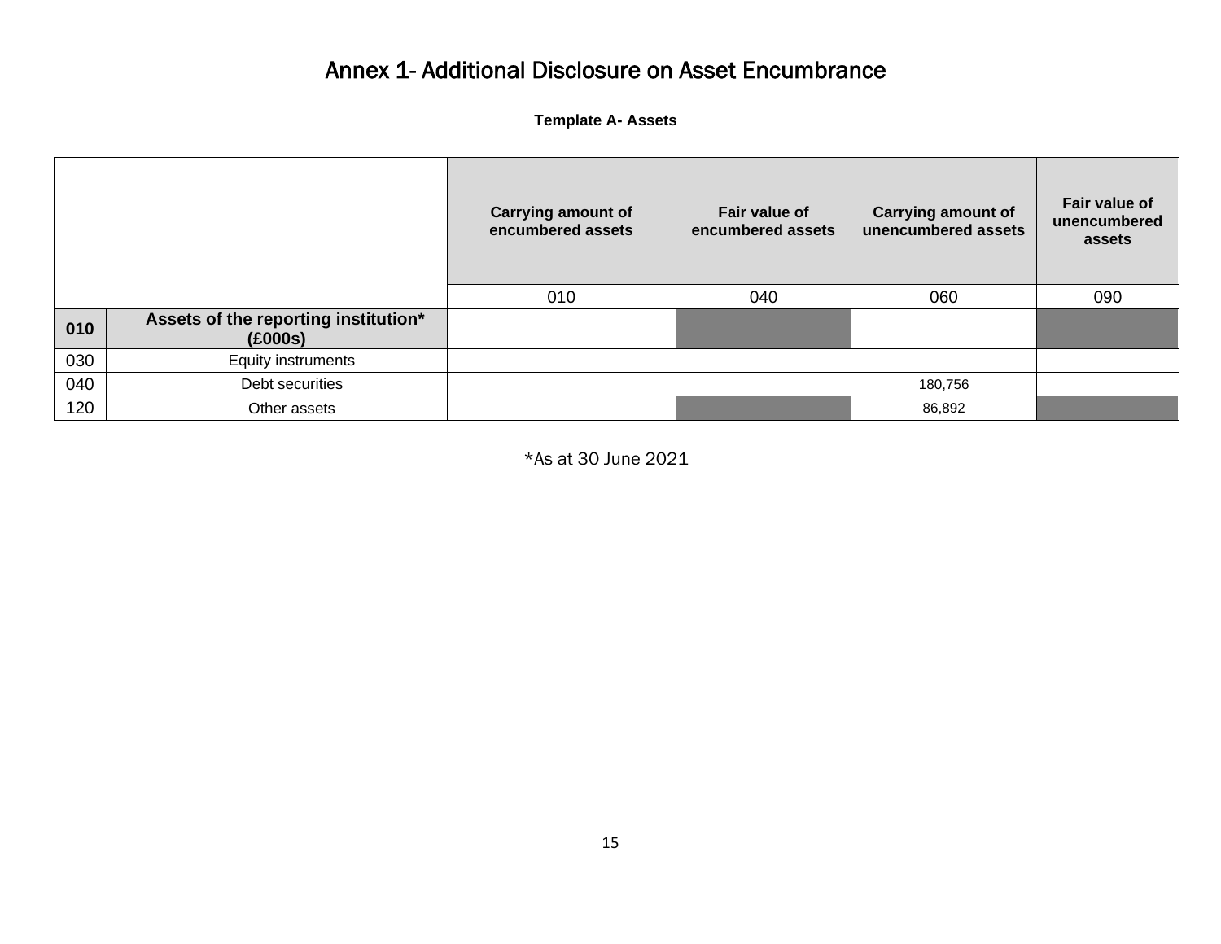# Annex 1- Additional Disclosure on Asset Encumbrance

**Template A- Assets**

| | | Carrying amount of encumbered assets | Fair value of encumbered assets | Carrying amount of unencumbered assets | Fair value of unencumbered assets |
|---|---|---|---|---|---|
| | | 010 | 040 | 060 | 090 |
| **010** | **Assets of the reporting institution* (£000s)** | | | | |
| 030 | Equity instruments | | | | |
| 040 | Debt securities | | | 180,756 | |
| 120 | Other assets | | | 86,892 | |

*As at 30 June 2021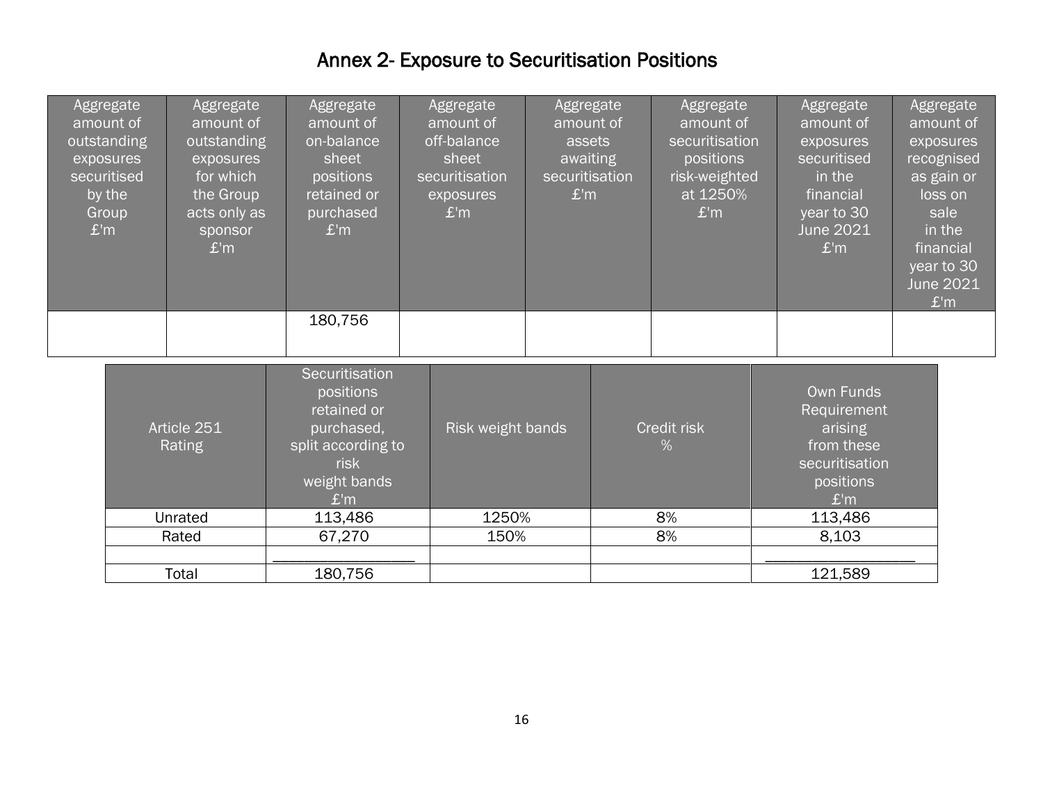# Annex 2- Exposure to Securitisation Positions

| Aggregate amount of outstanding exposures securitised by the Group £'m | Aggregate amount of outstanding exposures for which the Group acts only as sponsor £'m | Aggregate amount of on-balance sheet positions retained or purchased £'m | Aggregate amount of off-balance sheet securitisation exposures £'m | Aggregate amount of assets awaiting securitisation £'m | Aggregate amount of securitisation positions risk-weighted at 1250% £'m | Aggregate amount of exposures securitised in the financial year to 30 June 2021 £'m | Aggregate amount of exposures recognised as gain or loss on sale in the financial year to 30 June 2021 £'m |
|---|---|---|---|---|---|---|---|
| | | 180,756 | | | | | |

| Article 251 Rating | Securitisation positions retained or purchased, split according to risk weight bands £'m | Risk weight bands | Credit risk % | Own Funds Requirement arising from these securitisation positions £'m |
|---|---|---|---|---|
| Unrated | 113,486 | 1250% | 8% | 113,486 |
| Rated | 67,270 | 150% | 8% | 8,103 |
| | _________________ | | | _________________ |
| Total | 180,756 | | | 121,589 |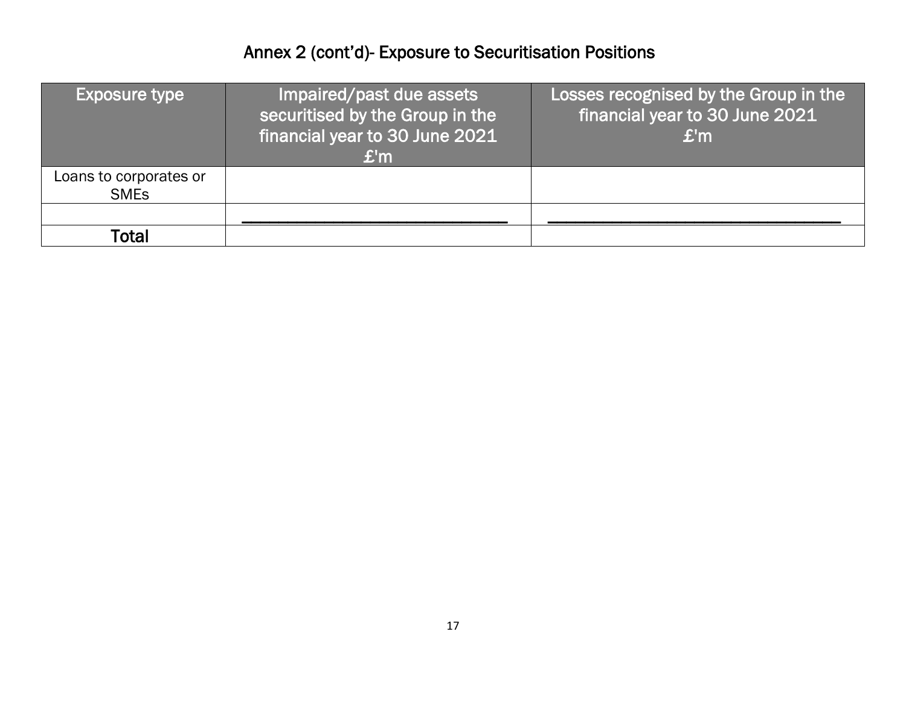## Annex 2 (cont'd)- Exposure to Securitisation Positions

| Exposure type | Impaired/past due assets securitised by the Group in the financial year to 30 June 2021 £'m | Losses recognised by the Group in the financial year to 30 June 2021 £'m |
|---|---|---|
| Loans to corporates or SMEs | | |
| | ___________________________ | ______________________________ |
| **Total** | | |